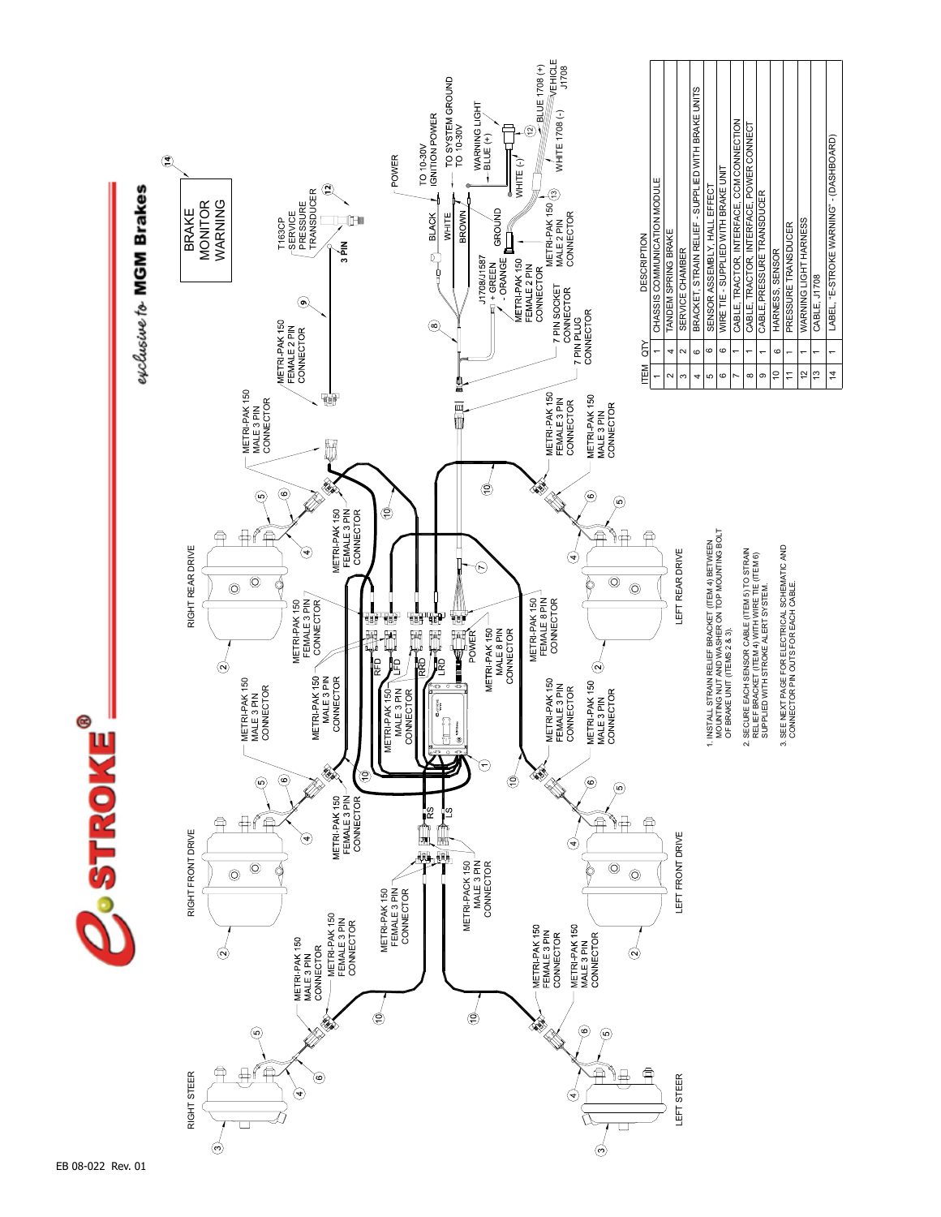# e-STROKE®

*exclusive to* **MGM Brakes**

| ITEM | QTY | DESCRIPTION |
|---|---|---|
| 1 | 1 | CHASSIS COMMUNICATION MODULE |
| 2 | 4 | TANDEM SPRING BRAKE |
| 3 | 2 | SERVICE CHAMBER |
| 4 | 6 | BRACKET, STRAIN RELIEF - SUPPLIED WITH BRAKE UNITS |
| 5 | 6 | SENSOR ASSEMBLY, HALL EFFECT |
| 6 | 6 | WIRE TIE - SUPPLIED WITH BRAKE UNIT |
| 7 | 1 | CABLE, TRACTOR, INTERFACE, CCM CONNECTION |
| 8 | 1 | CABLE, TRACTOR, INTERFACE, POWER CONNECT |
| 9 | 1 | CABLE, PRESSURE TRANSDUCER |
| 10 | 6 | HARNESS, SENSOR |
| 11 | 1 | PRESSURE TRANSDUCER |
| 12 | 1 | WARNING LIGHT HARNESS |
| 13 | 1 | CABLE, J1708 |
| 14 | 1 | LABEL, "E-STROKE WARNING" - (DASHBOARD) |

1. INSTALL STRAIN RELIEF BRACKET (ITEM 4) BETWEEN MOUNTING NUT AND WASHER ON TOP MOUNTING BOLT OF BRAKE UNIT (ITEMS 2 & 3).

2. SECURE EACH SENSOR CABLE (ITEM 5) TO STRAIN RELIEF BRACKET (ITEM 4) WITH WIRE TIE (ITEM 6) SUPPLIED WITH STROKE ALERT SYSTEM.

3. SEE NEXT PAGE FOR ELECTRICAL SCHEMATIC AND CONNECTOR PIN OUTS FOR EACH CABLE.

EB 08-022 Rev. 01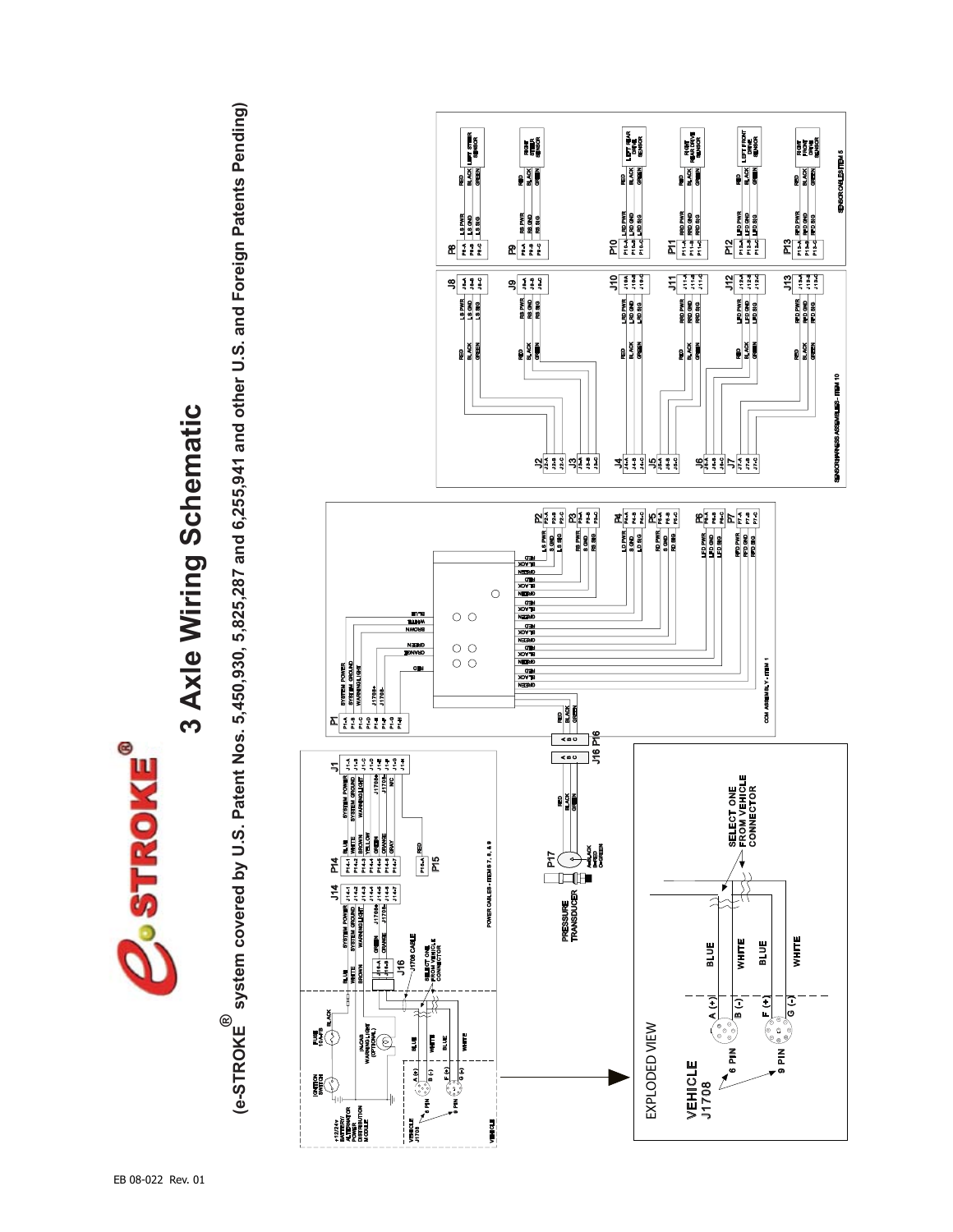# 3 Axle Wiring Schematic

(e-STROKE® system covered by U.S. Patent Nos. 5,450,930, 5,825,287 and 6,255,941 and other U.S. and Foreign Patents Pending)

EB 08-022 Rev. 01

IGNITION SWITCH

FUSE 10A-FB

BLACK

+12/24V BATTERY/ ALTERNATOR POWER DISTRIBUTION MODULE

INCAB WARNING LIGHT (OPTIONAL)

VEHICLE J1708

6 PIN

9 PIN

A (+)

B (-)

F (+)

G (-)

BLUE

WHITE

BLUE

WHITE

VEHICLE

J16

J1708 CABLE

SELECT ONE FROM VEHICLE CONNECTOR

| J14 | | | P14 | | | J1 |
|---|---|---|---|---|---|---|
| J14-1 | SYSTEM POWER | BLUE | P14-1 | BLUE | SYSTEM POWER | J1-A |
| J14-2 | SYSTEM GROUND | WHITE | P14-2 | WHITE | SYSTEM GROUND | J1-B |
| J14-3 | WARNING LIGHT | BROWN | P14-3 | BROWN | WARNING LIGHT | J1-C |
| J14-4 | | | P14-4 | YELLOW | | J1-D |
| J14-5 | J1708+ | GREEN | P14-5 | GREEN | J1708+ | J1-E |
| J14-6 | J1708- | ORANGE | P14-6 | ORANGE | J1708- | J1-F |
| J14-7 | | | P14-7 | GRAY | N/C | J1-G |
| | | | | | | J1-H |

P15-A RED

P15

POWER CABLES - ITEMS 7, 8, & 9

P17

PRESSURE TRANSDUCER

RED BLACK GREEN

A=BLACK B=RED C=GREEN

J16 P16 (A, B, C)

| P1 | | |
|---|---|---|
| P1-A | SYSTEM POWER | BLUE |
| P1-B | SYSTEM GROUND | WHITE |
| P1-C | WARNING LIGHT | BROWN |
| P1-D | | |
| P1-E | J1708+ | GREEN |
| P1-F | J1708- | ORANGE |
| P1-G | | |
| P1-H | | RED |

CCM ASSEMBLY - ITEM 1

| P2 | | |
|---|---|---|
| P2-A | LS PWR | RED |
| P2-B | S GND | BLACK |
| P2-C | LS SIG | GREEN |

| P3 | | |
|---|---|---|
| P3-A | RS PWR | RED |
| P3-B | S GND | BLACK |
| P3-C | RS SIG | GREEN |

| P4 | | |
|---|---|---|
| P4-A | LRD PWR | RED |
| P4-B | S GND | BLACK |
| P4-C | LRD SIG | GREEN |

| P5 | | |
|---|---|---|
| P5-A | RRD PWR | RED |
| P5-B | S GND | BLACK |
| P5-C | RRD SIG | GREEN |

| P6 | | |
|---|---|---|
| P6-A | LFD PWR | RED |
| P6-B | LFD GND | BLACK |
| P6-C | LFD SIG | GREEN |

| P7 | | |
|---|---|---|
| P7-A | RFD PWR | RED |
| P7-B | RFD GND | BLACK |
| P7-C | RFD SIG | GREEN |

SENSOR HARNESS ASSEMBLIES - ITEM 10

| J | Pin | Wire | Signal | J |
|---|---|---|---|---|
| J2 | J2-A | RED | LS PWR | J8-A |
| | J2-B | BLACK | LS GND | J8-B |
| | J2-C | GREEN | LS SIG | J8-C |
| J3 | J3-A | RED | RS PWR | J9-A |
| | J3-B | BLACK | RS GND | J9-B |
| | J3-C | GREEN | RS SIG | J9-C |
| J4 | J4-A | RED | LRD PWR | J10-A |
| | J4-B | BLACK | LRD GND | J10-B |
| | J4-C | GREEN | LRD SIG | J10-C |
| J5 | J5-A | RED | RRD PWR | J11-A |
| | J5-B | BLACK | RRD GND | J11-B |
| | J5-C | GREEN | RRD SIG | J11-C |
| J6 | J6-A | RED | LFD PWR | J12-A |
| | J6-B | BLACK | LFD GND | J12-B |
| | J6-C | GREEN | LFD SIG | J12-C |
| J7 | J7-A | RED | RFD PWR | J13-A |
| | J7-B | BLACK | RFD GND | J13-B |
| | J7-C | GREEN | RFD SIG | J13-C |

SENSOR CABLES - ITEM 5

| P | Pin | Signal | Wire | Sensor |
|---|---|---|---|---|
| P8 | P8-A | LS PWR | RED | LEFT STEER SENSOR |
| | P8-B | LS GND | BLACK | |
| | P8-C | LS SIG | GREEN | |
| P9 | P9-A | RS PWR | RED | RIGHT STEER SENSOR |
| | P9-B | RS GND | BLACK | |
| | P9-C | RS SIG | GREEN | |
| P10 | P10-A | LRD PWR | RED | LEFT REAR DRIVE SENSOR |
| | P10-B | LRD GND | BLACK | |
| | P10-C | LRD SIG | GREEN | |
| P11 | P11-A | RRD PWR | RED | RIGHT REAR DRIVE SENSOR |
| | P11-B | RRD GND | BLACK | |
| | P11-C | RRD SIG | GREEN | |
| P12 | P12-A | LFD PWR | RED | LEFT FRONT DRIVE SENSOR |
| | P12-B | LFD GND | BLACK | |
| | P12-C | LFD SIG | GREEN | |
| P13 | P13-A | RFD PWR | RED | RIGHT FRONT DRIVE SENSOR |
| | P13-B | RFD GND | BLACK | |
| | P13-C | RFD SIG | GREEN | |

EXPLODED VIEW

VEHICLE J1708

6 PIN

9 PIN

A (+) BLUE

B (-) WHITE

F (+) BLUE

G (-) WHITE

SELECT ONE FROM VEHICLE CONNECTOR